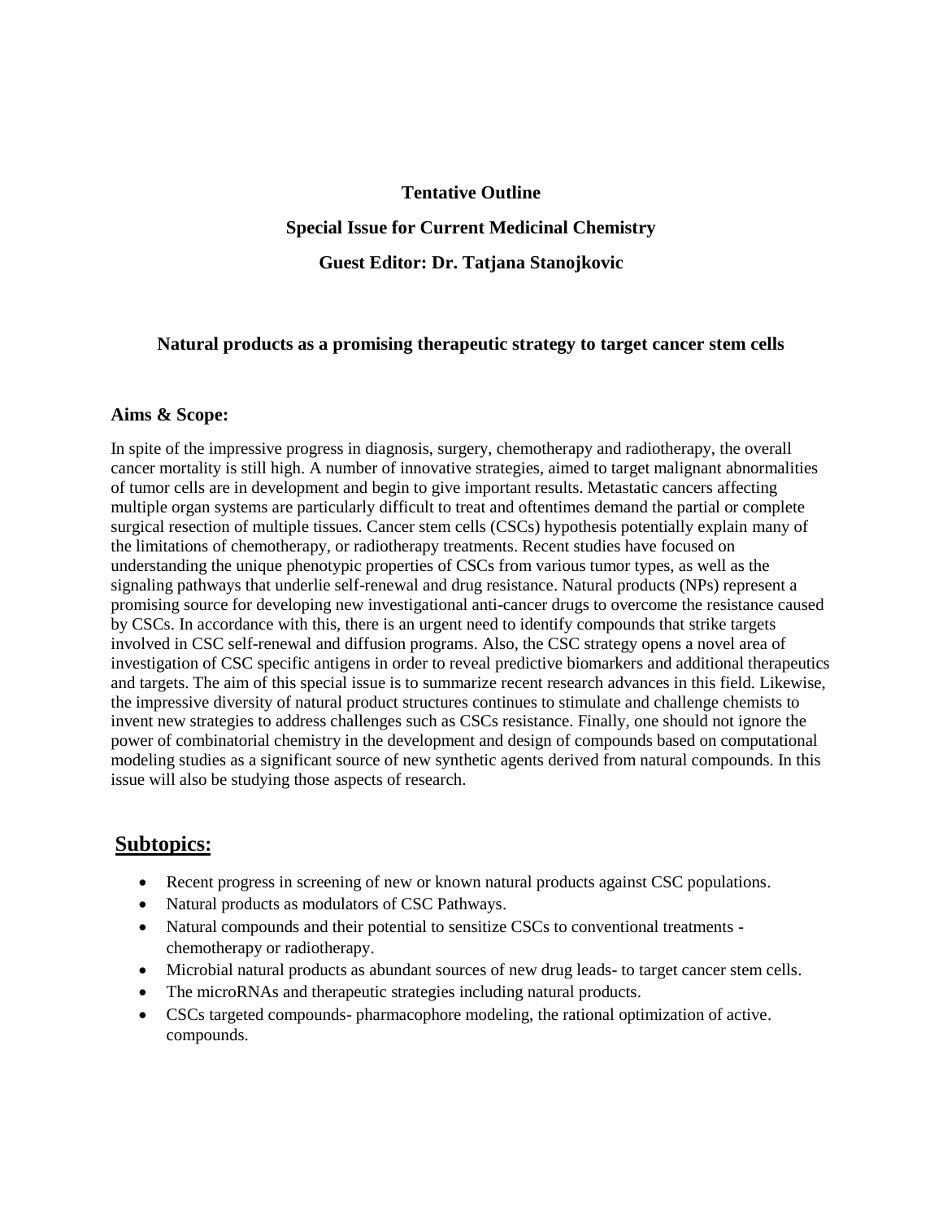**Tentative Outline**

**Special Issue for Current Medicinal Chemistry**

**Guest Editor: Dr. Tatjana Stanojkovic**

# Natural products as a promising therapeutic strategy to target cancer stem cells

**Aims & Scope:**

In spite of the impressive progress in diagnosis, surgery, chemotherapy and radiotherapy, the overall cancer mortality is still high. A number of innovative strategies, aimed to target malignant abnormalities of tumor cells are in development and begin to give important results. Metastatic cancers affecting multiple organ systems are particularly difficult to treat and oftentimes demand the partial or complete surgical resection of multiple tissues. Cancer stem cells (CSCs) hypothesis potentially explain many of the limitations of chemotherapy, or radiotherapy treatments. Recent studies have focused on understanding the unique phenotypic properties of CSCs from various tumor types, as well as the signaling pathways that underlie self-renewal and drug resistance. Natural products (NPs) represent a promising source for developing new investigational anti-cancer drugs to overcome the resistance caused by CSCs. In accordance with this, there is an urgent need to identify compounds that strike targets involved in CSC self-renewal and diffusion programs. Also, the CSC strategy opens a novel area of investigation of CSC specific antigens in order to reveal predictive biomarkers and additional therapeutics and targets. The aim of this special issue is to summarize recent research advances in this field. Likewise, the impressive diversity of natural product structures continues to stimulate and challenge chemists to invent new strategies to address challenges such as CSCs resistance. Finally, one should not ignore the power of combinatorial chemistry in the development and design of compounds based on computational modeling studies as a significant source of new synthetic agents derived from natural compounds. In this issue will also be studying those aspects of research.

## Subtopics:

- Recent progress in screening of new or known natural products against CSC populations.
- Natural products as modulators of CSC Pathways.
- Natural compounds and their potential to sensitize CSCs to conventional treatments - chemotherapy or radiotherapy.
- Microbial natural products as abundant sources of new drug leads- to target cancer stem cells.
- The microRNAs and therapeutic strategies including natural products.
- CSCs targeted compounds- pharmacophore modeling, the rational optimization of active. compounds.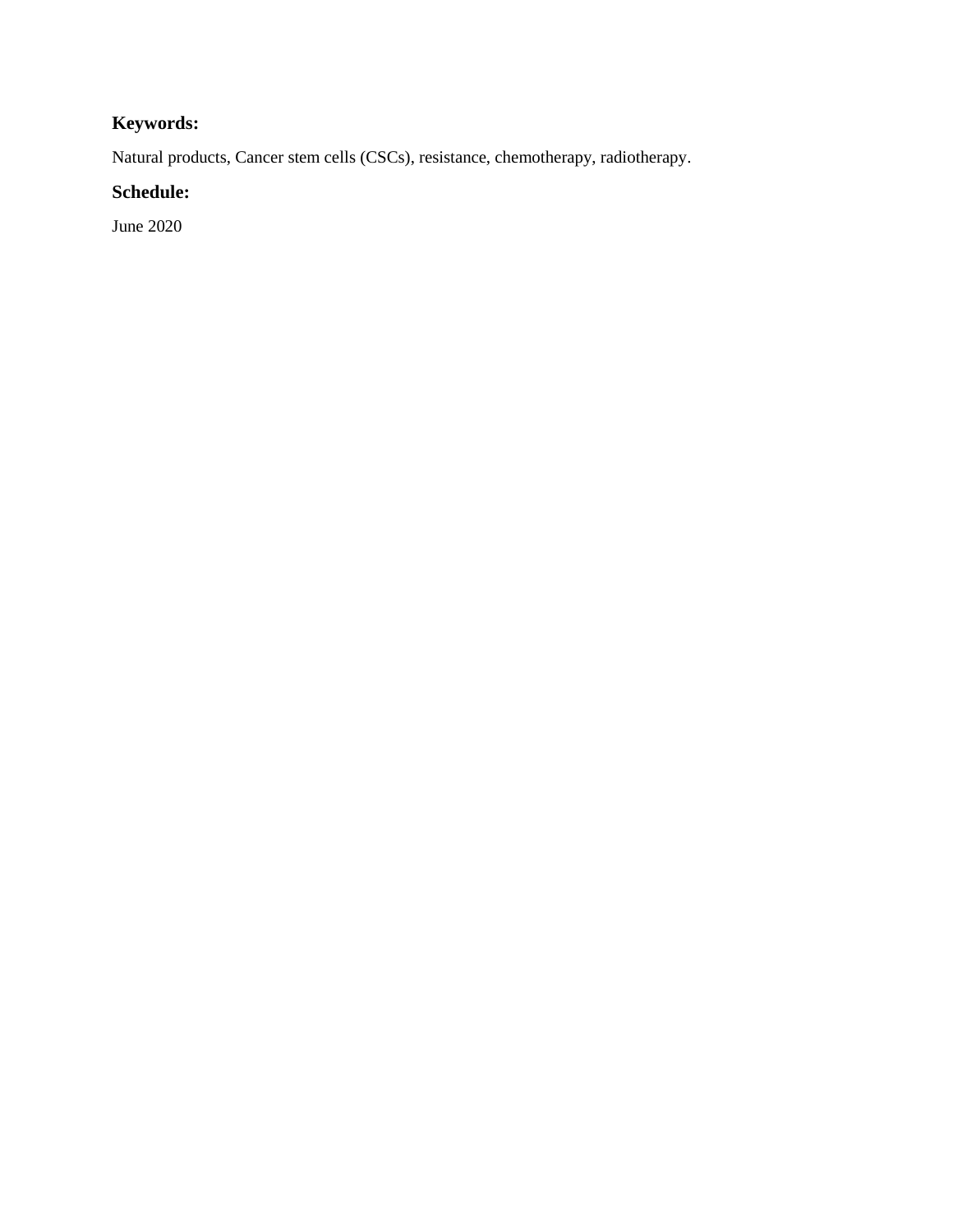### Keywords:

Natural products, Cancer stem cells (CSCs), resistance, chemotherapy, radiotherapy.

### Schedule:

June 2020